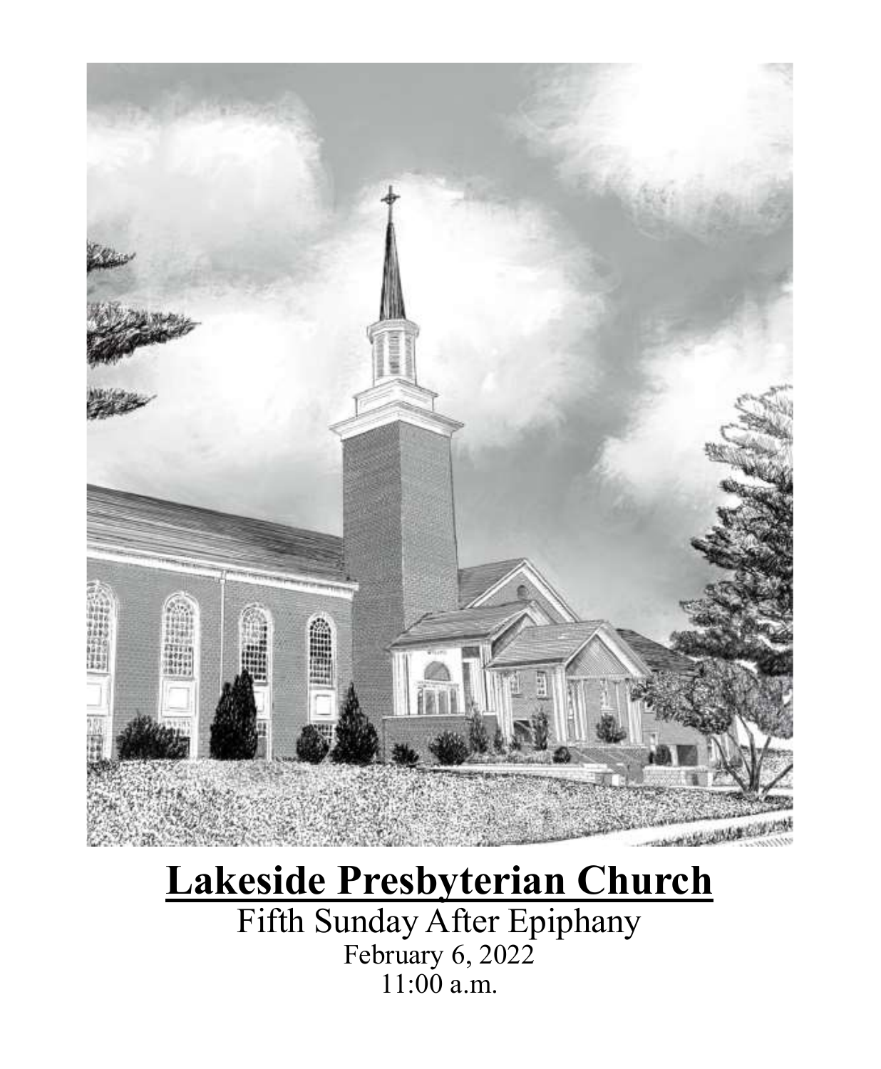# Lakeside Presbyterian Church

Fifth Sunday After Epiphany

February 6, 2022

11:00 a.m.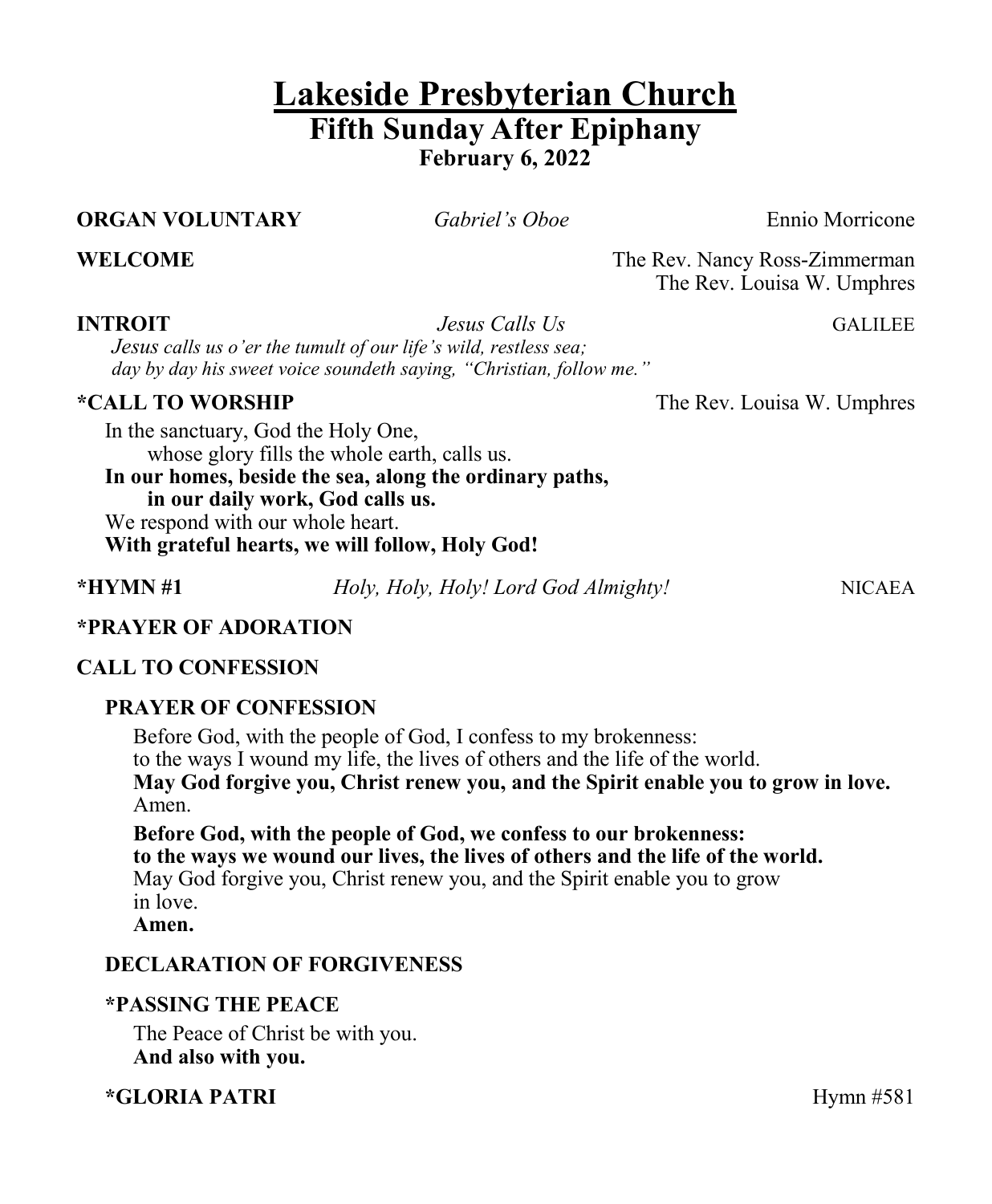# Lakeside Presbyterian Church

## Fifth Sunday After Epiphany

**February 6, 2022**

**ORGAN VOLUNTARY** *Gabriel's Oboe* Ennio Morricone

**WELCOME** The Rev. Nancy Ross-Zimmerman
The Rev. Louisa W. Umphres

**INTROIT** *Jesus Calls Us* GALILEE

*Jesus calls us o'er the tumult of our life's wild, restless sea;*
*day by day his sweet voice soundeth saying, "Christian, follow me."*

**\*CALL TO WORSHIP** The Rev. Louisa W. Umphres

In the sanctuary, God the Holy One,
whose glory fills the whole earth, calls us.
**In our homes, beside the sea, along the ordinary paths,**
**in our daily work, God calls us.**
We respond with our whole heart.
**With grateful hearts, we will follow, Holy God!**

**\*HYMN #1** *Holy, Holy, Holy! Lord God Almighty!* NICAEA

**\*PRAYER OF ADORATION**

**CALL TO CONFESSION**

**PRAYER OF CONFESSION**

Before God, with the people of God, I confess to my brokenness:
to the ways I wound my life, the lives of others and the life of the world.
**May God forgive you, Christ renew you, and the Spirit enable you to grow in love.**
Amen.

**Before God, with the people of God, we confess to our brokenness:**
**to the ways we wound our lives, the lives of others and the life of the world.**
May God forgive you, Christ renew you, and the Spirit enable you to grow in love.
**Amen.**

**DECLARATION OF FORGIVENESS**

**\*PASSING THE PEACE**

The Peace of Christ be with you.
**And also with you.**

**\*GLORIA PATRI** Hymn #581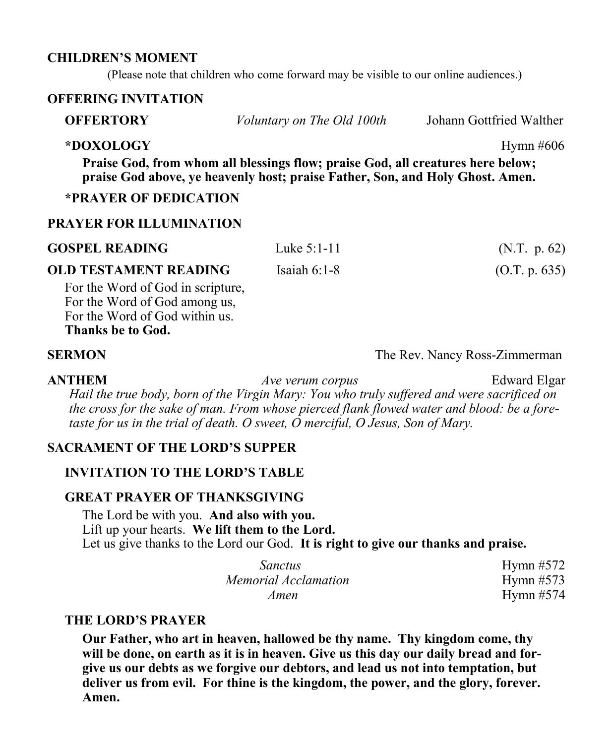**CHILDREN'S MOMENT**

(Please note that children who come forward may be visible to our online audiences.)

**OFFERING INVITATION**

**OFFERTORY** *Voluntary on The Old 100th* Johann Gottfried Walther

***DOXOLOGY** Hymn #606

**Praise God, from whom all blessings flow; praise God, all creatures here below; praise God above, ye heavenly host; praise Father, Son, and Holy Ghost. Amen.**

***PRAYER OF DEDICATION**

**PRAYER FOR ILLUMINATION**

**GOSPEL READING** Luke 5:1-11 (N.T. p. 62)

**OLD TESTAMENT READING** Isaiah 6:1-8 (O.T. p. 635)

For the Word of God in scripture,
For the Word of God among us,
For the Word of God within us.
**Thanks be to God.**

**SERMON** The Rev. Nancy Ross-Zimmerman

**ANTHEM** *Ave verum corpus* Edward Elgar

*Hail the true body, born of the Virgin Mary: You who truly suffered and were sacrificed on the cross for the sake of man. From whose pierced flank flowed water and blood: be a foretaste for us in the trial of death. O sweet, O merciful, O Jesus, Son of Mary.*

**SACRAMENT OF THE LORD'S SUPPER**

**INVITATION TO THE LORD'S TABLE**

**GREAT PRAYER OF THANKSGIVING**

The Lord be with you. **And also with you.**
Lift up your hearts. **We lift them to the Lord.**
Let us give thanks to the Lord our God. **It is right to give our thanks and praise.**

*Sanctus* Hymn #572
*Memorial Acclamation* Hymn #573
*Amen* Hymn #574

**THE LORD'S PRAYER**

**Our Father, who art in heaven, hallowed be thy name. Thy kingdom come, thy will be done, on earth as it is in heaven. Give us this day our daily bread and forgive us our debts as we forgive our debtors, and lead us not into temptation, but deliver us from evil. For thine is the kingdom, the power, and the glory, forever. Amen.**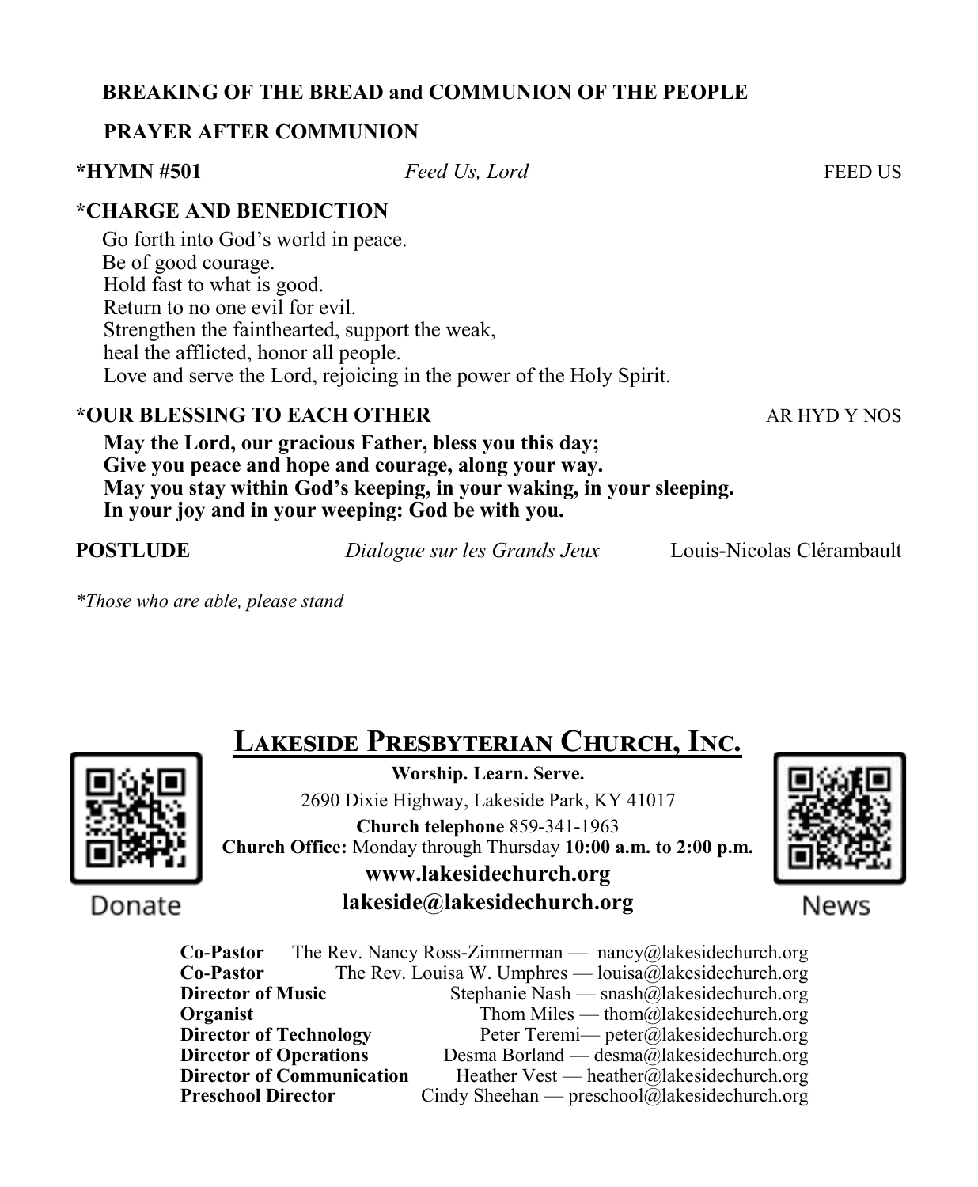**BREAKING OF THE BREAD and COMMUNION OF THE PEOPLE**

**PRAYER AFTER COMMUNION**

**\*HYMN #501** *Feed Us, Lord* FEED US

**\*CHARGE AND BENEDICTION**

Go forth into God's world in peace.
Be of good courage.
Hold fast to what is good.
Return to no one evil for evil.
Strengthen the fainthearted, support the weak,
heal the afflicted, honor all people.
Love and serve the Lord, rejoicing in the power of the Holy Spirit.

**\*OUR BLESSING TO EACH OTHER** AR HYD Y NOS

**May the Lord, our gracious Father, bless you this day;**
**Give you peace and hope and courage, along your way.**
**May you stay within God's keeping, in your waking, in your sleeping.**
**In your joy and in your weeping: God be with you.**

**POSTLUDE** *Dialogue sur les Grands Jeux* Louis-Nicolas Clérambault

*\*Those who are able, please stand*

## Lakeside Presbyterian Church, Inc.

Donate

**Worship. Learn. Serve.**

2690 Dixie Highway, Lakeside Park, KY 41017

**Church telephone** 859-341-1963

**Church Office:** Monday through Thursday **10:00 a.m. to 2:00 p.m.**

**www.lakesidechurch.org**

**lakeside@lakesidechurch.org**

News

| | |
|---|---|
| **Co-Pastor** | The Rev. Nancy Ross-Zimmerman — nancy@lakesidechurch.org |
| **Co-Pastor** | The Rev. Louisa W. Umphres — louisa@lakesidechurch.org |
| **Director of Music** | Stephanie Nash — snash@lakesidechurch.org |
| **Organist** | Thom Miles — thom@lakesidechurch.org |
| **Director of Technology** | Peter Teremi— peter@lakesidechurch.org |
| **Director of Operations** | Desma Borland — desma@lakesidechurch.org |
| **Director of Communication** | Heather Vest — heather@lakesidechurch.org |
| **Preschool Director** | Cindy Sheehan — preschool@lakesidechurch.org |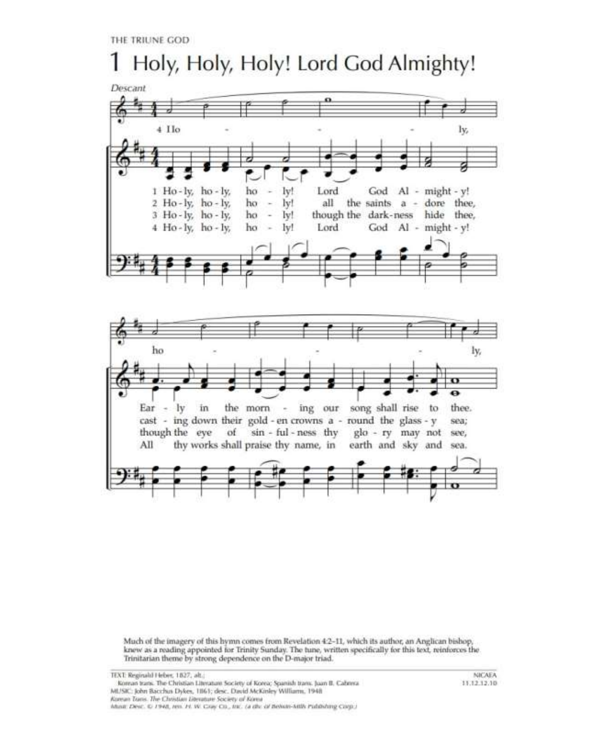THE TRIUNE GOD

# 1 Holy, Holy, Holy! Lord God Almighty!

*Descant*

4 Ho - ly, ho - ly,

1 Ho-ly, ho-ly, ho - ly! Lord God Al - might - y!
2 Ho-ly, ho-ly, ho - ly! all the saints a - dore thee,
3 Ho-ly, ho-ly, ho - ly! though the dark-ness hide thee,
4 Ho-ly, ho-ly, ho - ly! Lord God Al - might - y!

Ear - ly in the morn - ing our song shall rise to thee.
cast - ing down their gold - en crowns a - round the glass - y sea;
though the eye of sin - ful - ness thy glo - ry may not see,
All thy works shall praise thy name, in earth and sky and sea.

Much of the imagery of this hymn comes from Revelation 4:2–11, which its author, an Anglican bishop, knew as a reading appointed for Trinity Sunday. The tune, written specifically for this text, reinforces the Trinitarian theme by strong dependence on the D-major triad.

TEXT: Reginald Heber, 1827, alt.;
Korean trans. The Christian Literature Society of Korea; Spanish trans. Juan B. Cabrera
MUSIC: John Bacchus Dykes, 1861; desc. David McKinley Williams, 1948
*Korean Trans. The Christian Literature Society of Korea*
*Music Desc. © 1948, ren. H. W. Gray Co., Inc. (a div. of Belwin-Mills Publishing Corp.)*

NICAEA
11.12.12.10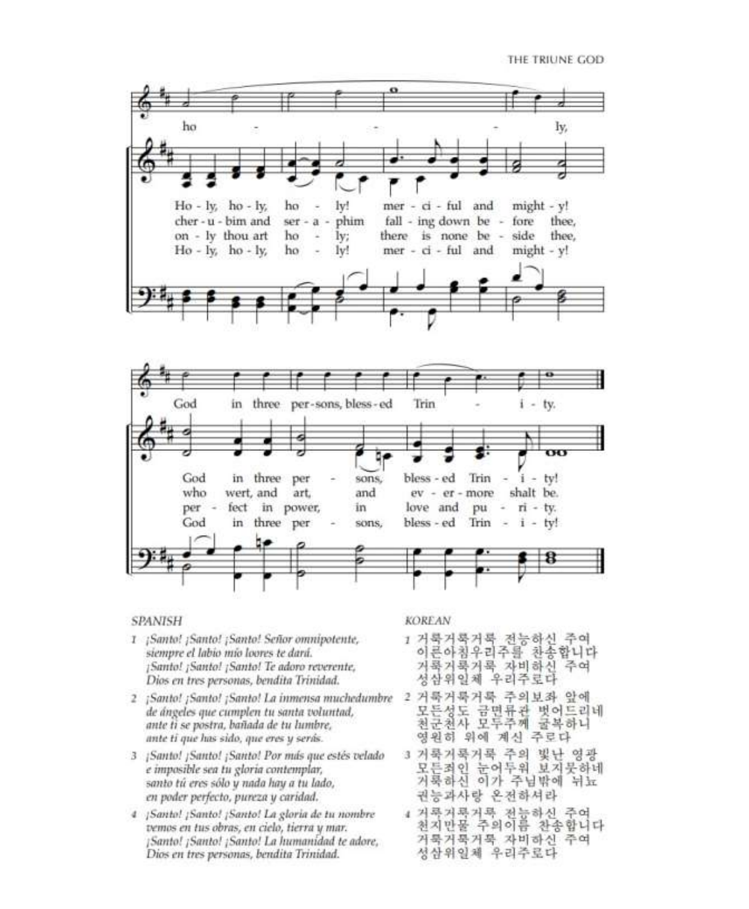ho - ly,

God in three per-sons, bless-ed Trin - i - ty.

Ho - ly, ho - ly, ho - ly! mer - ci - ful and might - y!
cher - u - bim and ser - a - phim fall - ing down be - fore thee,
on - ly thou art ho - ly; there is none be - side thee,
Ho - ly, ho - ly, ho - ly! mer - ci - ful and might - y!

God in three per - sons, bless - ed Trin - i - ty!
who wert, and art, and ev - er - more shalt be.
per - fect in power, in love and pu - ri - ty.
God in three per - sons, bless - ed Trin - i - ty!

SPANISH

1 *¡Santo! ¡Santo! ¡Santo! Señor omnipotente,*
*siempre el labio mío loores te dará.*
*¡Santo! ¡Santo! ¡Santo! Te adoro reverente,*
*Dios en tres personas, bendita Trinidad.*

2 *¡Santo! ¡Santo! ¡Santo! La inmensa muchedumbre*
*de ángeles que cumplen tu santa voluntad,*
*ante ti se postra, bañada de tu lumbre,*
*ante ti que has sido, que eres y serás.*

3 *¡Santo! ¡Santo! ¡Santo! Por más que estés velado*
*e imposible sea tu gloria contemplar,*
*santo tú eres sólo y nada hay a tu lado,*
*en poder perfecto, pureza y caridad.*

4 *¡Santo! ¡Santo! ¡Santo! La gloria de tu nombre*
*vemos en tus obras, en cielo, tierra y mar.*
*¡Santo! ¡Santo! ¡Santo! La humanidad te adore,*
*Dios en tres personas, bendita Trinidad.*

KOREAN

1 거룩거룩거룩 전능하신 주여
이른아침우리주를 찬송합니다
거룩거룩거룩 자비하신 주여
성삼위일체 우리주로다

2 거룩거룩거룩 주의보좌 앞에
모든성도 금면류관 벗어드리네
천군천사 모두주께 굴복하니
영원히 위에 계신 주로다

3 거룩거룩거룩 주의 빛난 영광
모든죄인 눈어두워 보지못하네
거룩하신 이가 주님밖에 뉘뇨
권능과사랑 온전하셔라

4 거룩거룩거룩 전능하신 주여
천지만물 주의이름 찬송합니다
거룩거룩거룩 자비하신 주여
성삼위일체 우리주로다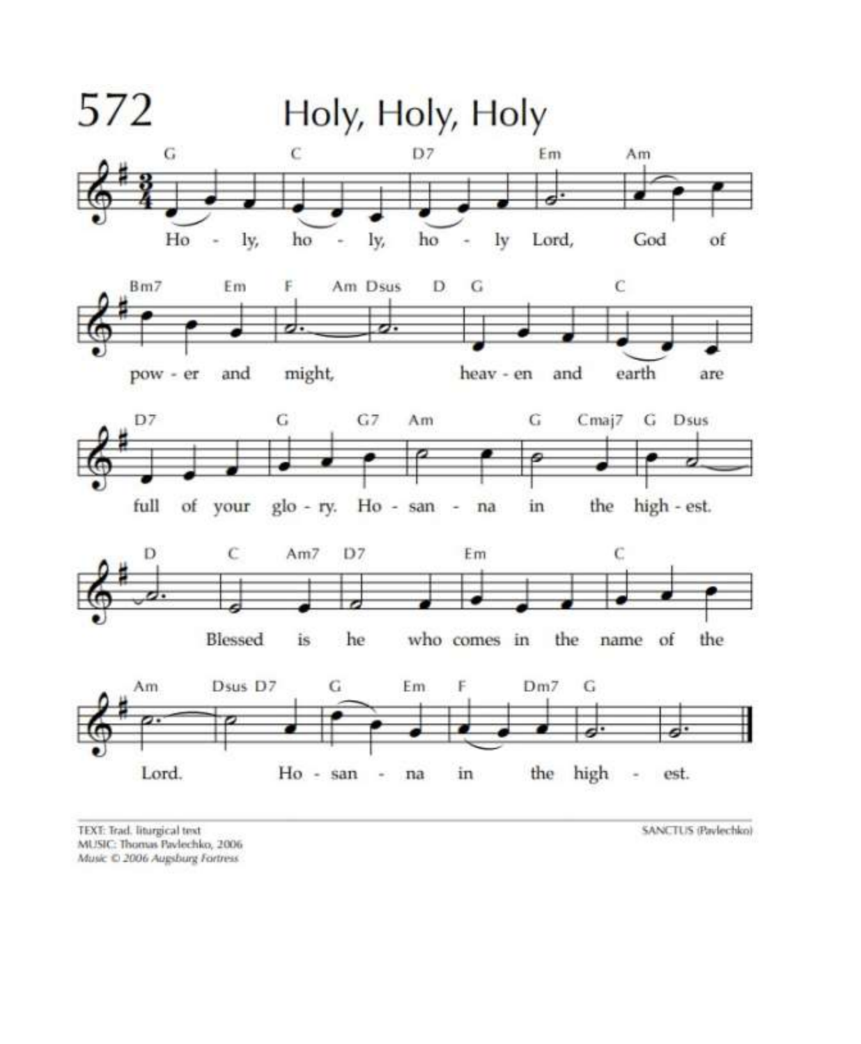# 572 Holy, Holy, Holy

Holy, holy, holy Lord, God of power and might, heaven and earth are full of your glory. Hosanna in the highest. Blessed is he who comes in the name of the Lord. Hosanna in the highest.

TEXT: Trad. liturgical text
MUSIC: Thomas Pavlechko, 2006
*Music © 2006 Augsburg Fortress*

SANCTUS (Pavlechko)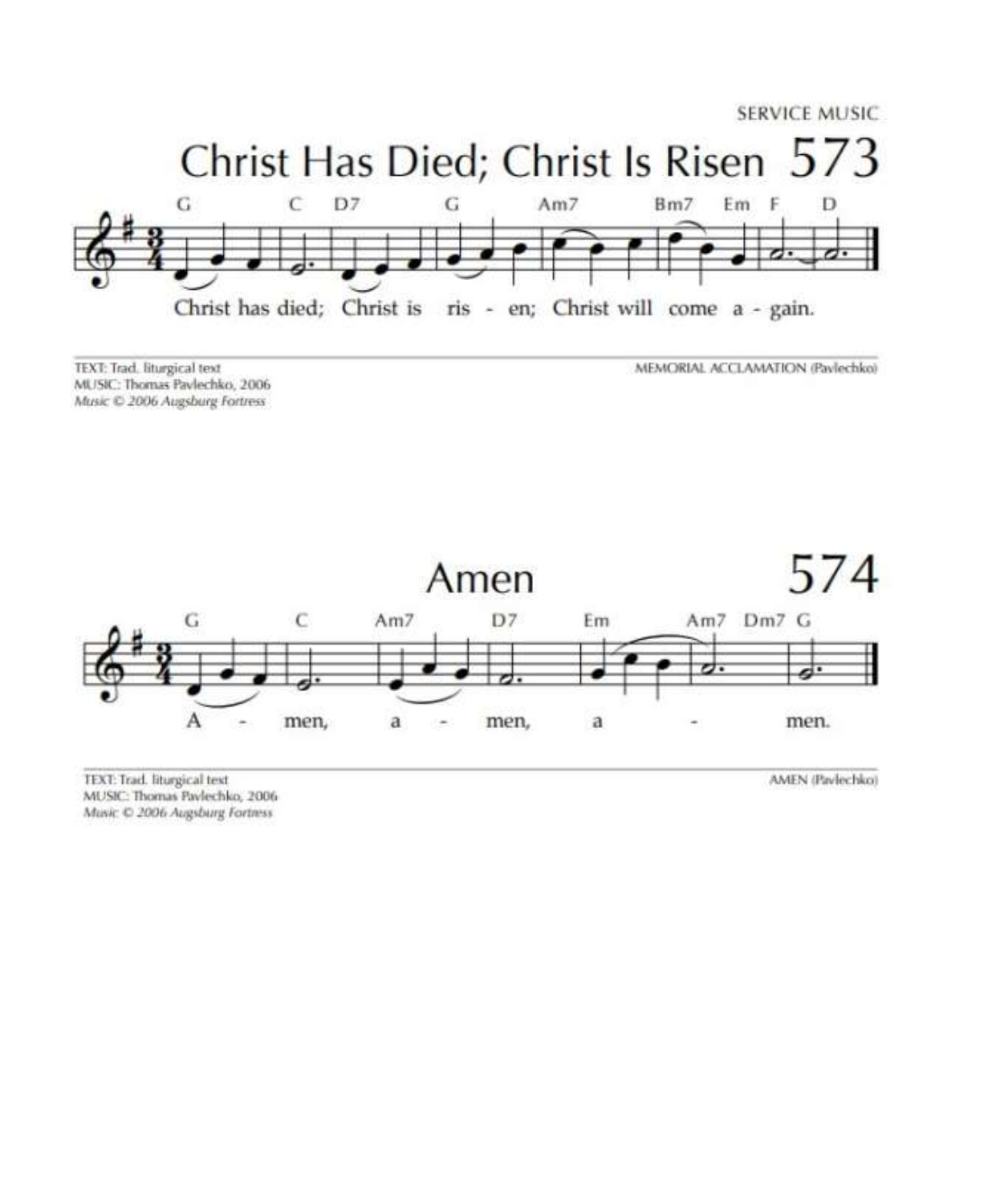SERVICE MUSIC

# Christ Has Died; Christ Is Risen 573

G C D7 G Am7 Bm7 Em F D

Christ has died; Christ is ris - en; Christ will come a - gain.

TEXT: Trad. liturgical text
MUSIC: Thomas Pavlechko, 2006
*Music © 2006 Augsburg Fortress*

MEMORIAL ACCLAMATION (Pavlechko)

# Amen 574

G C Am7 D7 Em Am7 Dm7 G

A - men, a - men, a - men.

TEXT: Trad. liturgical text
MUSIC: Thomas Pavlechko, 2006
*Music © 2006 Augsburg Fortress*

AMEN (Pavlechko)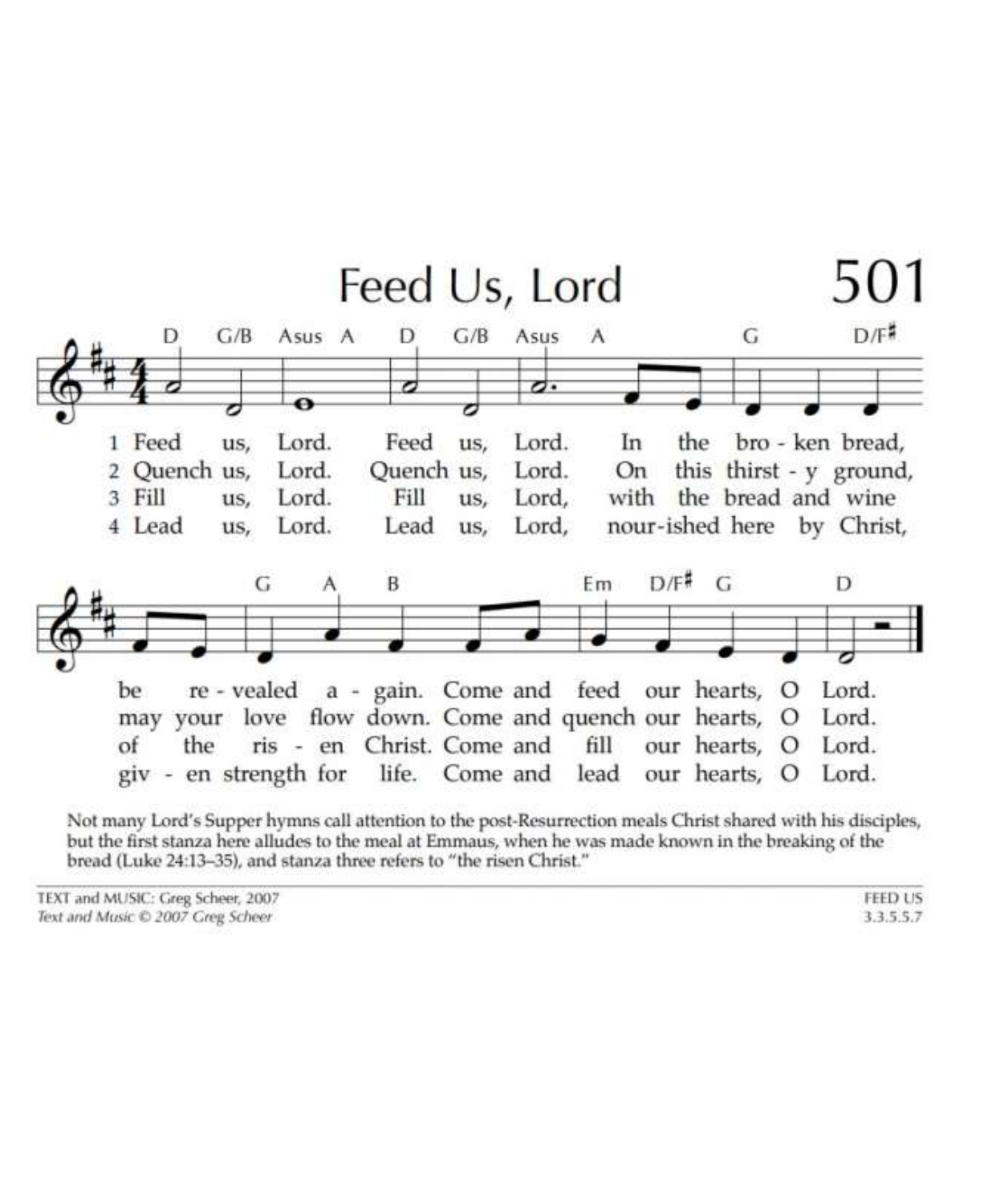# Feed Us, Lord

501

D G/B Asus A D G/B Asus A G D/F#

1 Feed us, Lord. Feed us, Lord. In the bro - ken bread,
2 Quench us, Lord. Quench us, Lord. On this thirst - y ground,
3 Fill us, Lord. Fill us, Lord, with the bread and wine
4 Lead us, Lord. Lead us, Lord, nour-ished here by Christ,

G A B Em D/F# G D

be re - vealed a - gain. Come and feed our hearts, O Lord.
may your love flow down. Come and quench our hearts, O Lord.
of the ris - en Christ. Come and fill our hearts, O Lord.
giv - en strength for life. Come and lead our hearts, O Lord.

Not many Lord's Supper hymns call attention to the post-Resurrection meals Christ shared with his disciples, but the first stanza here alludes to the meal at Emmaus, when he was made known in the breaking of the bread (Luke 24:13–35), and stanza three refers to "the risen Christ."

TEXT and MUSIC: Greg Scheer, 2007
*Text and Music © 2007 Greg Scheer*

FEED US
3.3.5.5.7